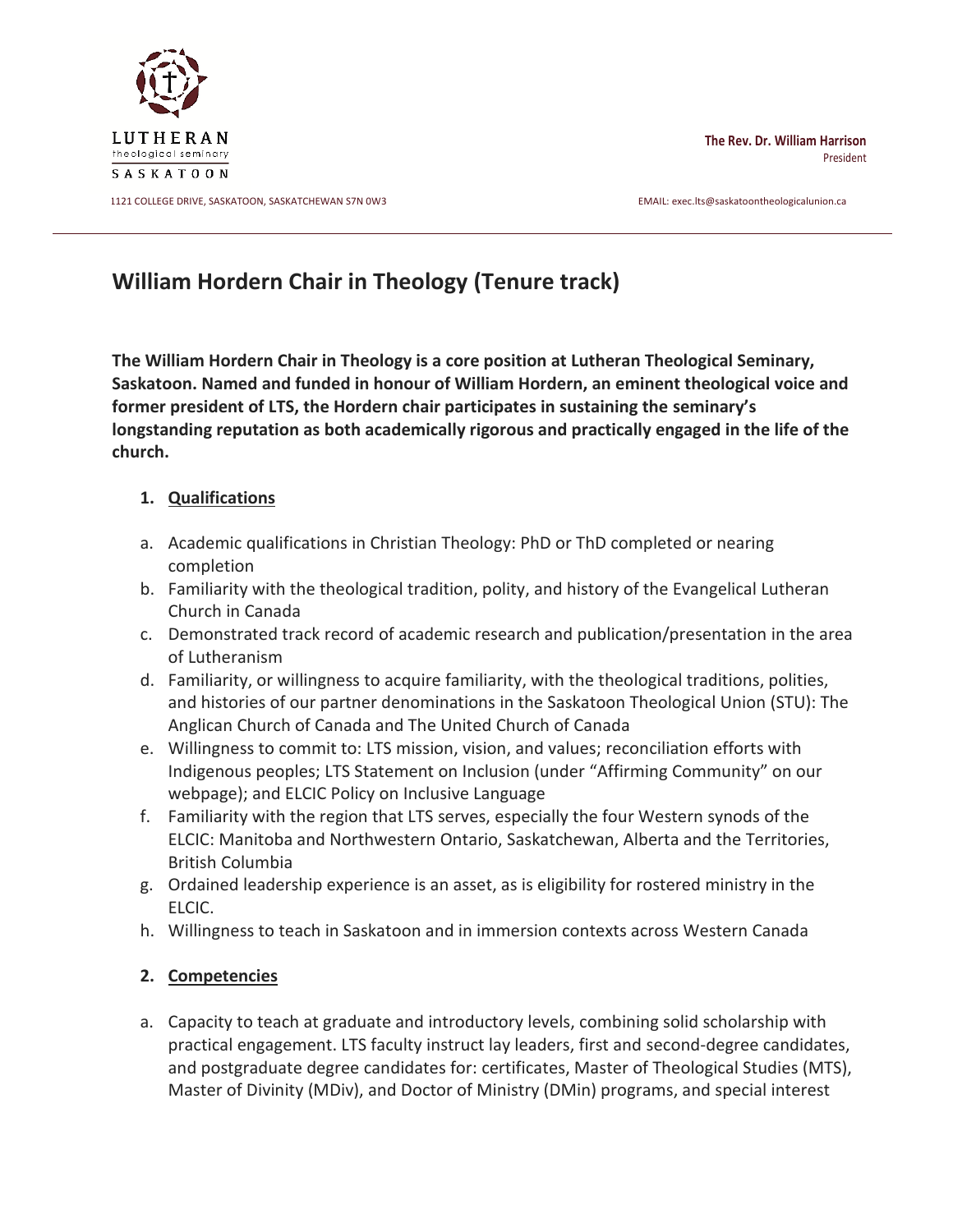LUTHERAN
theological seminary
SASKATOON

1121 COLLEGE DRIVE, SASKATOON, SASKATCHEWAN S7N 0W3

**The Rev. Dr. William Harrison**
President

EMAIL: exec.lts@saskatoontheologicalunion.ca

# William Hordern Chair in Theology (Tenure track)

**The William Hordern Chair in Theology is a core position at Lutheran Theological Seminary, Saskatoon. Named and funded in honour of William Hordern, an eminent theological voice and former president of LTS, the Hordern chair participates in sustaining the seminary's longstanding reputation as both academically rigorous and practically engaged in the life of the church.**

## 1. Qualifications

a. Academic qualifications in Christian Theology: PhD or ThD completed or nearing completion
b. Familiarity with the theological tradition, polity, and history of the Evangelical Lutheran Church in Canada
c. Demonstrated track record of academic research and publication/presentation in the area of Lutheranism
d. Familiarity, or willingness to acquire familiarity, with the theological traditions, polities, and histories of our partner denominations in the Saskatoon Theological Union (STU): The Anglican Church of Canada and The United Church of Canada
e. Willingness to commit to: LTS mission, vision, and values; reconciliation efforts with Indigenous peoples; LTS Statement on Inclusion (under "Affirming Community" on our webpage); and ELCIC Policy on Inclusive Language
f. Familiarity with the region that LTS serves, especially the four Western synods of the ELCIC: Manitoba and Northwestern Ontario, Saskatchewan, Alberta and the Territories, British Columbia
g. Ordained leadership experience is an asset, as is eligibility for rostered ministry in the ELCIC.
h. Willingness to teach in Saskatoon and in immersion contexts across Western Canada

## 2. Competencies

a. Capacity to teach at graduate and introductory levels, combining solid scholarship with practical engagement. LTS faculty instruct lay leaders, first and second-degree candidates, and postgraduate degree candidates for: certificates, Master of Theological Studies (MTS), Master of Divinity (MDiv), and Doctor of Ministry (DMin) programs, and special interest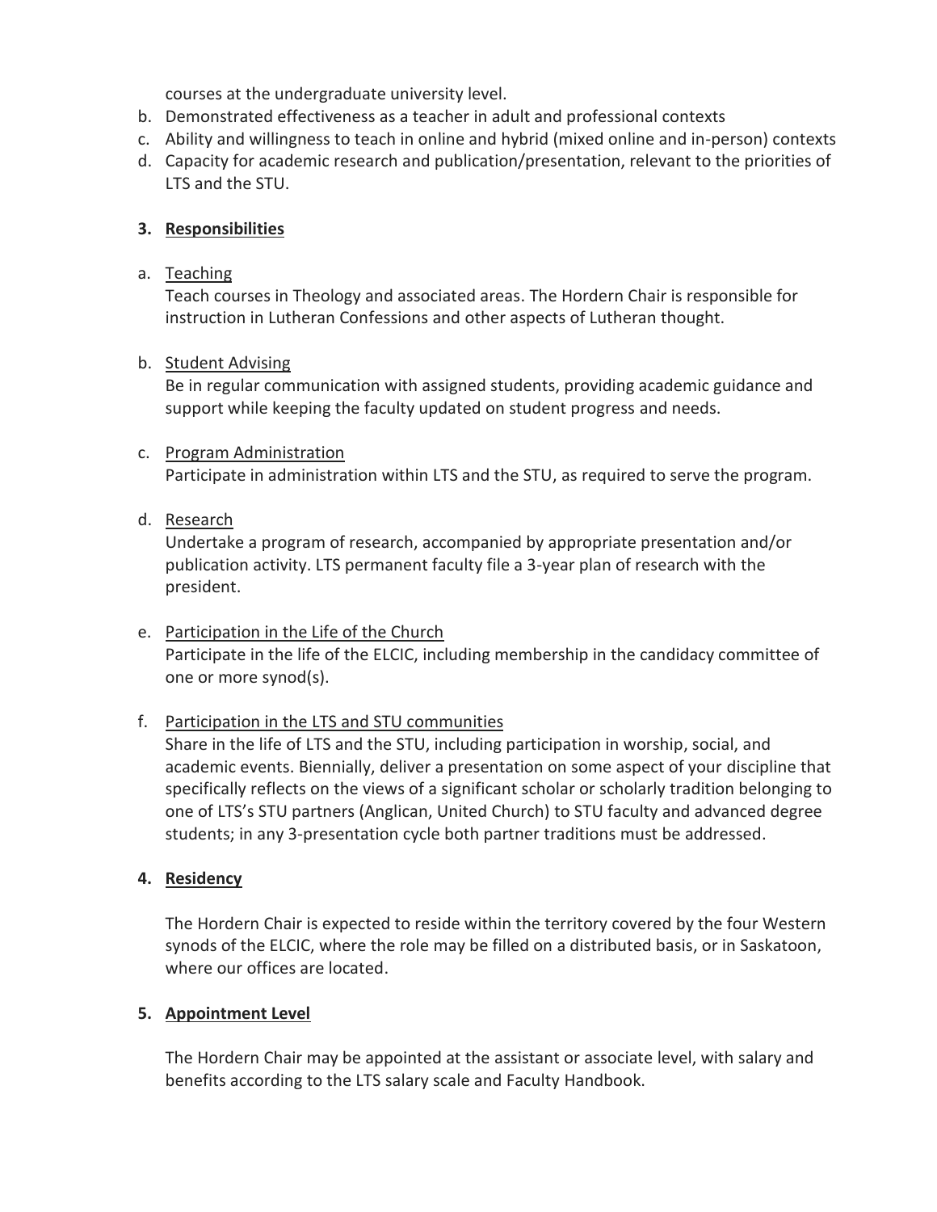courses at the undergraduate university level.

b. Demonstrated effectiveness as a teacher in adult and professional contexts
c. Ability and willingness to teach in online and hybrid (mixed online and in-person) contexts
d. Capacity for academic research and publication/presentation, relevant to the priorities of LTS and the STU.

## 3. Responsibilities

a. Teaching

   Teach courses in Theology and associated areas. The Hordern Chair is responsible for instruction in Lutheran Confessions and other aspects of Lutheran thought.

b. Student Advising

   Be in regular communication with assigned students, providing academic guidance and support while keeping the faculty updated on student progress and needs.

c. Program Administration

   Participate in administration within LTS and the STU, as required to serve the program.

d. Research

   Undertake a program of research, accompanied by appropriate presentation and/or publication activity. LTS permanent faculty file a 3-year plan of research with the president.

e. Participation in the Life of the Church

   Participate in the life of the ELCIC, including membership in the candidacy committee of one or more synod(s).

f. Participation in the LTS and STU communities

   Share in the life of LTS and the STU, including participation in worship, social, and academic events. Biennially, deliver a presentation on some aspect of your discipline that specifically reflects on the views of a significant scholar or scholarly tradition belonging to one of LTS's STU partners (Anglican, United Church) to STU faculty and advanced degree students; in any 3-presentation cycle both partner traditions must be addressed.

## 4. Residency

The Hordern Chair is expected to reside within the territory covered by the four Western synods of the ELCIC, where the role may be filled on a distributed basis, or in Saskatoon, where our offices are located.

## 5. Appointment Level

The Hordern Chair may be appointed at the assistant or associate level, with salary and benefits according to the LTS salary scale and Faculty Handbook.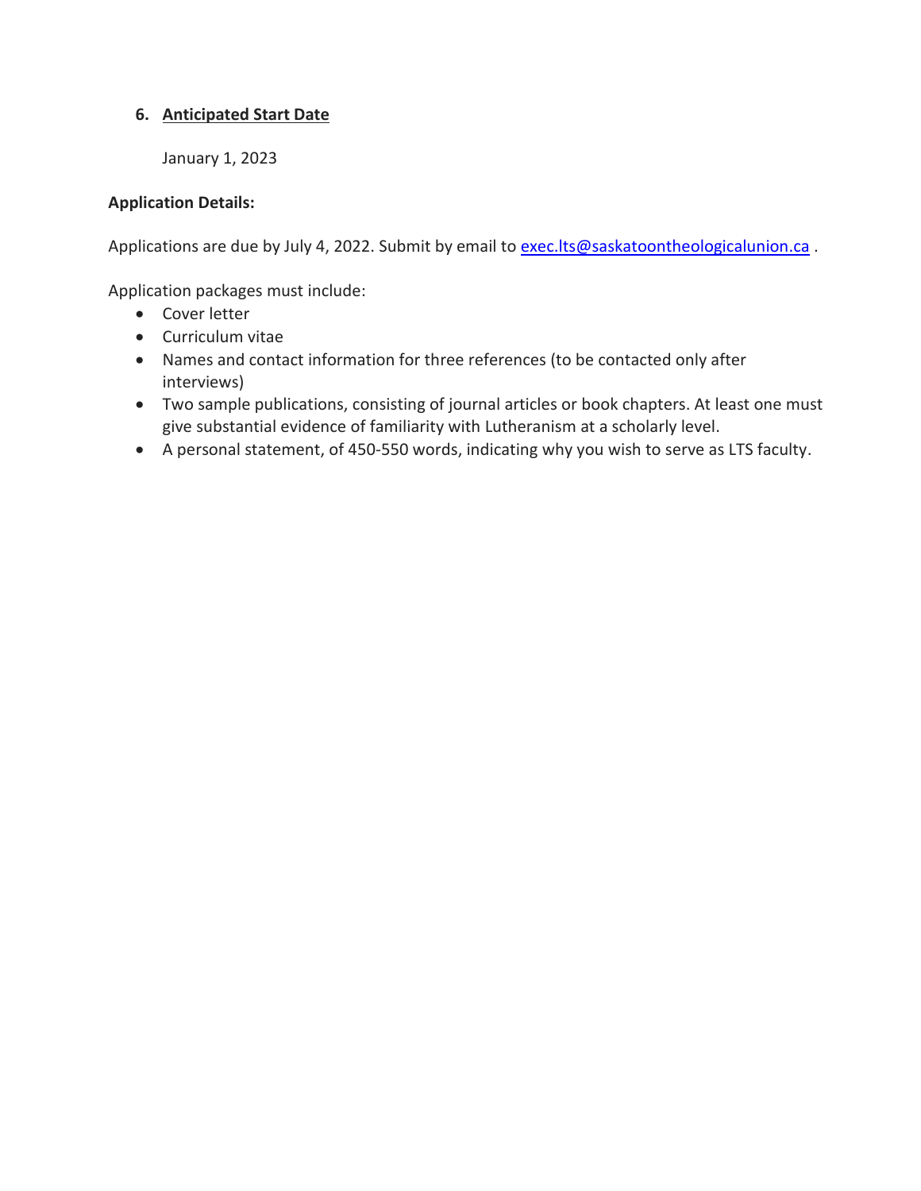6. **Anticipated Start Date**

   January 1, 2023

**Application Details:**

Applications are due by July 4, 2022. Submit by email to exec.lts@saskatoontheologicalunion.ca .

Application packages must include:

- Cover letter
- Curriculum vitae
- Names and contact information for three references (to be contacted only after interviews)
- Two sample publications, consisting of journal articles or book chapters. At least one must give substantial evidence of familiarity with Lutheranism at a scholarly level.
- A personal statement, of 450-550 words, indicating why you wish to serve as LTS faculty.